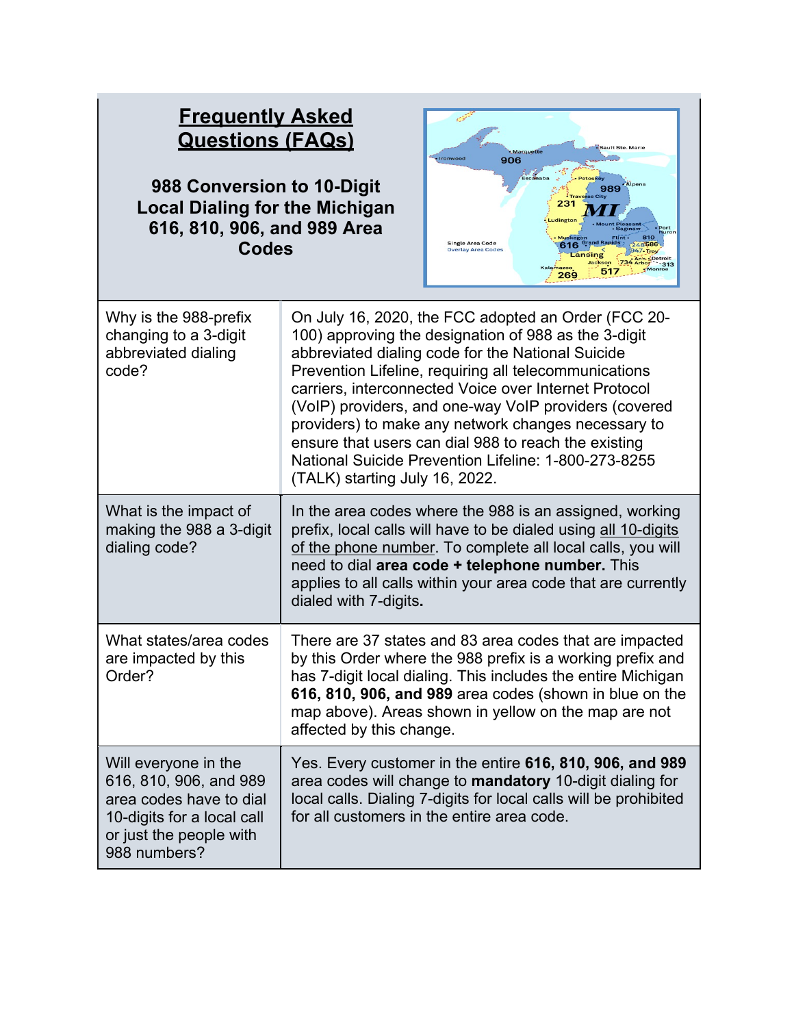# Frequently Asked Questions (FAQs)

## 988 Conversion to 10-Digit Local Dialing for the Michigan 616, 810, 906, and 989 Area Codes

| Question | Answer |
|---|---|
| Why is the 988-prefix changing to a 3-digit abbreviated dialing code? | On July 16, 2020, the FCC adopted an Order (FCC 20-100) approving the designation of 988 as the 3-digit abbreviated dialing code for the National Suicide Prevention Lifeline, requiring all telecommunications carriers, interconnected Voice over Internet Protocol (VoIP) providers, and one-way VoIP providers (covered providers) to make any network changes necessary to ensure that users can dial 988 to reach the existing National Suicide Prevention Lifeline: 1-800-273-8255 (TALK) starting July 16, 2022. |
| What is the impact of making the 988 a 3-digit dialing code? | In the area codes where the 988 is an assigned, working prefix, local calls will have to be dialed using all 10-digits of the phone number. To complete all local calls, you will need to dial **area code + telephone number.** This applies to all calls within your area code that are currently dialed with 7-digits**.** |
| What states/area codes are impacted by this Order? | There are 37 states and 83 area codes that are impacted by this Order where the 988 prefix is a working prefix and has 7-digit local dialing. This includes the entire Michigan **616, 810, 906, and 989** area codes (shown in blue on the map above). Areas shown in yellow on the map are not affected by this change. |
| Will everyone in the 616, 810, 906, and 989 area codes have to dial 10-digits for a local call or just the people with 988 numbers? | Yes. Every customer in the entire **616, 810, 906, and 989** area codes will change to **mandatory** 10-digit dialing for local calls. Dialing 7-digits for local calls will be prohibited for all customers in the entire area code. |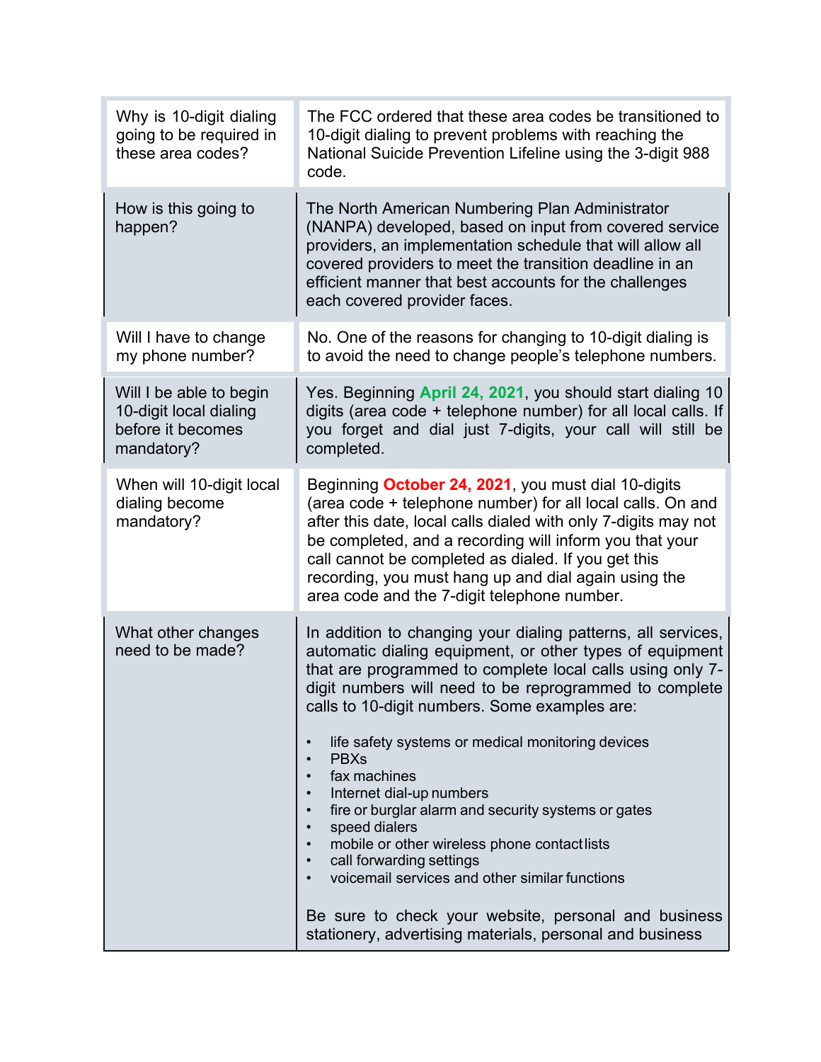| | |
|---|---|
| Why is 10-digit dialing going to be required in these area codes? | The FCC ordered that these area codes be transitioned to 10-digit dialing to prevent problems with reaching the National Suicide Prevention Lifeline using the 3-digit 988 code. |
| How is this going to happen? | The North American Numbering Plan Administrator (NANPA) developed, based on input from covered service providers, an implementation schedule that will allow all covered providers to meet the transition deadline in an efficient manner that best accounts for the challenges each covered provider faces. |
| Will I have to change my phone number? | No. One of the reasons for changing to 10-digit dialing is to avoid the need to change people's telephone numbers. |
| Will I be able to begin 10-digit local dialing before it becomes mandatory? | Yes. Beginning **April 24, 2021**, you should start dialing 10 digits (area code + telephone number) for all local calls. If you forget and dial just 7-digits, your call will still be completed. |
| When will 10-digit local dialing become mandatory? | Beginning **October 24, 2021**, you must dial 10-digits (area code + telephone number) for all local calls. On and after this date, local calls dialed with only 7-digits may not be completed, and a recording will inform you that your call cannot be completed as dialed. If you get this recording, you must hang up and dial again using the area code and the 7-digit telephone number. |
| What other changes need to be made? | In addition to changing your dialing patterns, all services, automatic dialing equipment, or other types of equipment that are programmed to complete local calls using only 7-digit numbers will need to be reprogrammed to complete calls to 10-digit numbers. Some examples are:<br><br>• life safety systems or medical monitoring devices<br>• PBXs<br>• fax machines<br>• Internet dial-up numbers<br>• fire or burglar alarm and security systems or gates<br>• speed dialers<br>• mobile or other wireless phone contact lists<br>• call forwarding settings<br>• voicemail services and other similar functions<br><br>Be sure to check your website, personal and business stationery, advertising materials, personal and business |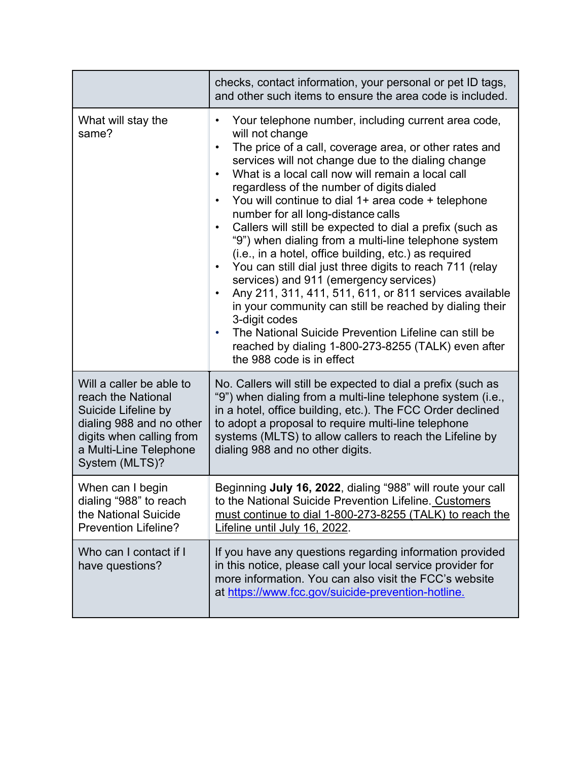| | |
|---|---|
| | checks, contact information, your personal or pet ID tags, and other such items to ensure the area code is included. |
| What will stay the same? | • Your telephone number, including current area code, will not change<br>• The price of a call, coverage area, or other rates and services will not change due to the dialing change<br>• What is a local call now will remain a local call regardless of the number of digits dialed<br>• You will continue to dial 1+ area code + telephone number for all long-distance calls<br>• Callers will still be expected to dial a prefix (such as "9") when dialing from a multi-line telephone system (i.e., in a hotel, office building, etc.) as required<br>• You can still dial just three digits to reach 711 (relay services) and 911 (emergency services)<br>• Any 211, 311, 411, 511, 611, or 811 services available in your community can still be reached by dialing their 3-digit codes<br>• The National Suicide Prevention Lifeline can still be reached by dialing 1-800-273-8255 (TALK) even after the 988 code is in effect |
| Will a caller be able to reach the National Suicide Lifeline by dialing 988 and no other digits when calling from a Multi-Line Telephone System (MLTS)? | No. Callers will still be expected to dial a prefix (such as "9") when dialing from a multi-line telephone system (i.e., in a hotel, office building, etc.). The FCC Order declined to adopt a proposal to require multi-line telephone systems (MLTS) to allow callers to reach the Lifeline by dialing 988 and no other digits. |
| When can I begin dialing "988" to reach the National Suicide Prevention Lifeline? | Beginning **July 16, 2022**, dialing "988" will route your call to the National Suicide Prevention Lifeline. <u>Customers must continue to dial 1-800-273-8255 (TALK) to reach the Lifeline until July 16, 2022</u>. |
| Who can I contact if I have questions? | If you have any questions regarding information provided in this notice, please call your local service provider for more information. You can also visit the FCC's website at https://www.fcc.gov/suicide-prevention-hotline. |